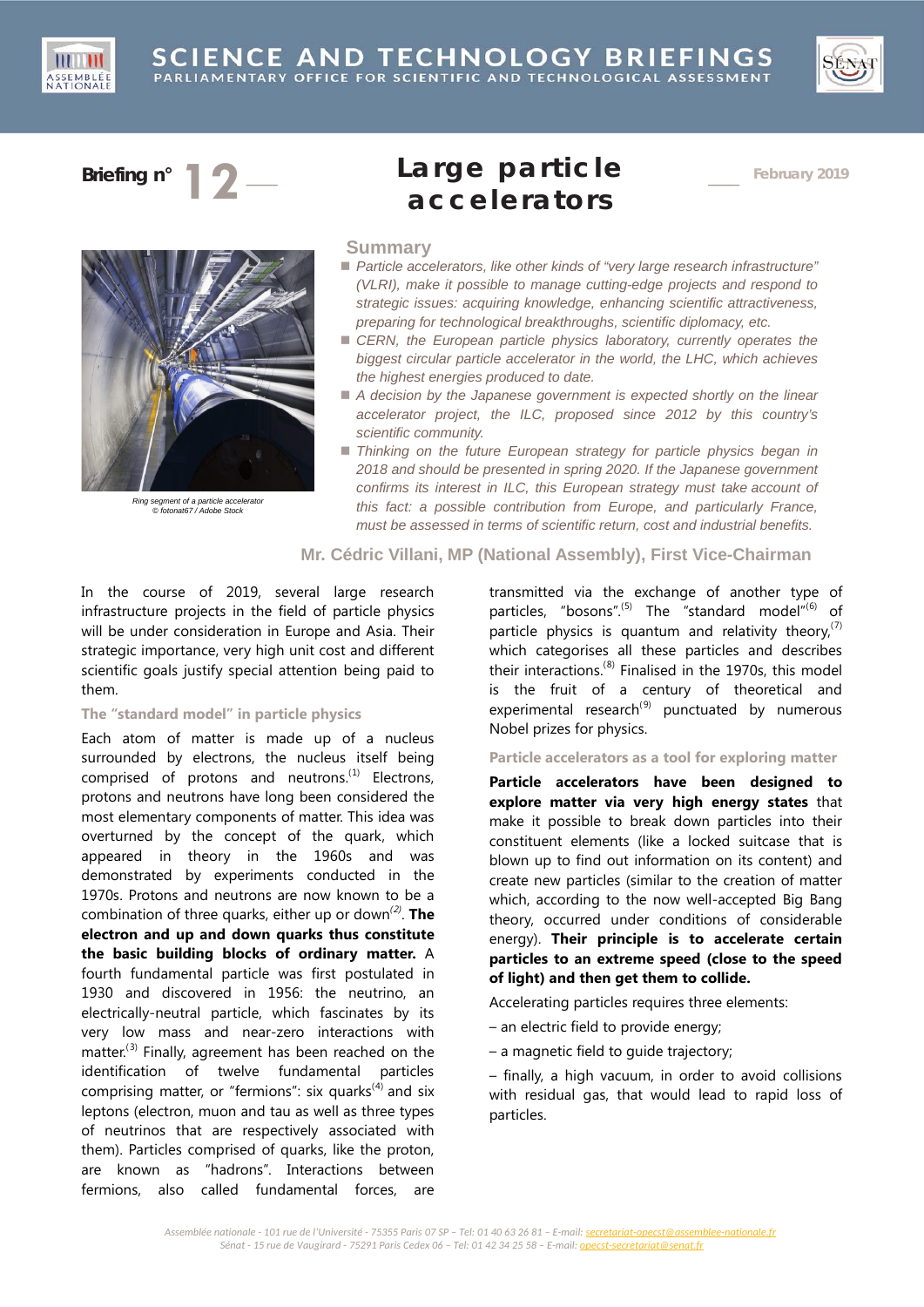# SCIENCE AND TECHNOLOGY BRIEFINGS

PARLIAMENTARY OFFICE FOR SCIENTIFIC AND TECHNOLOGICAL ASSESSMENT

**Briefing n° 12** — February 2019

# Large particle accelerators

Ring segment of a particle accelerator
© fotonat67 / Adobe Stock

## Summary

- *Particle accelerators, like other kinds of "very large research infrastructure" (VLRI), make it possible to manage cutting-edge projects and respond to strategic issues: acquiring knowledge, enhancing scientific attractiveness, preparing for technological breakthroughs, scientific diplomacy, etc.*
- *CERN, the European particle physics laboratory, currently operates the biggest circular particle accelerator in the world, the LHC, which achieves the highest energies produced to date.*
- *A decision by the Japanese government is expected shortly on the linear accelerator project, the ILC, proposed since 2012 by this country's scientific community.*
- *Thinking on the future European strategy for particle physics began in 2018 and should be presented in spring 2020. If the Japanese government confirms its interest in ILC, this European strategy must take account of this fact: a possible contribution from Europe, and particularly France, must be assessed in terms of scientific return, cost and industrial benefits.*

**Mr. Cédric Villani, MP (National Assembly), First Vice-Chairman**

In the course of 2019, several large research infrastructure projects in the field of particle physics will be under consideration in Europe and Asia. Their strategic importance, very high unit cost and different scientific goals justify special attention being paid to them.

### The "standard model" in particle physics

Each atom of matter is made up of a nucleus surrounded by electrons, the nucleus itself being comprised of protons and neutrons.[1] Electrons, protons and neutrons have long been considered the most elementary components of matter. This idea was overturned by the concept of the quark, which appeared in theory in the 1960s and was demonstrated by experiments conducted in the 1970s. Protons and neutrons are now known to be a combination of three quarks, either up or down[2]. **The electron and up and down quarks thus constitute the basic building blocks of ordinary matter.** A fourth fundamental particle was first postulated in 1930 and discovered in 1956: the neutrino, an electrically-neutral particle, which fascinates by its very low mass and near-zero interactions with matter.[3] Finally, agreement has been reached on the identification of twelve fundamental particles comprising matter, or "fermions": six quarks[4] and six leptons (electron, muon and tau as well as three types of neutrinos that are respectively associated with them). Particles comprised of quarks, like the proton, are known as "hadrons". Interactions between fermions, also called fundamental forces, are transmitted via the exchange of another type of particles, "bosons".[5] The "standard model"[6] of particle physics is quantum and relativity theory,[7] which categorises all these particles and describes their interactions.[8] Finalised in the 1970s, this model is the fruit of a century of theoretical and experimental research[9] punctuated by numerous Nobel prizes for physics.

### Particle accelerators as a tool for exploring matter

**Particle accelerators have been designed to explore matter via very high energy states** that make it possible to break down particles into their constituent elements (like a locked suitcase that is blown up to find out information on its content) and create new particles (similar to the creation of matter which, according to the now well-accepted Big Bang theory, occurred under conditions of considerable energy). **Their principle is to accelerate certain particles to an extreme speed (close to the speed of light) and then get them to collide.**

Accelerating particles requires three elements:

– an electric field to provide energy;

– a magnetic field to guide trajectory;

– finally, a high vacuum, in order to avoid collisions with residual gas, that would lead to rapid loss of particles.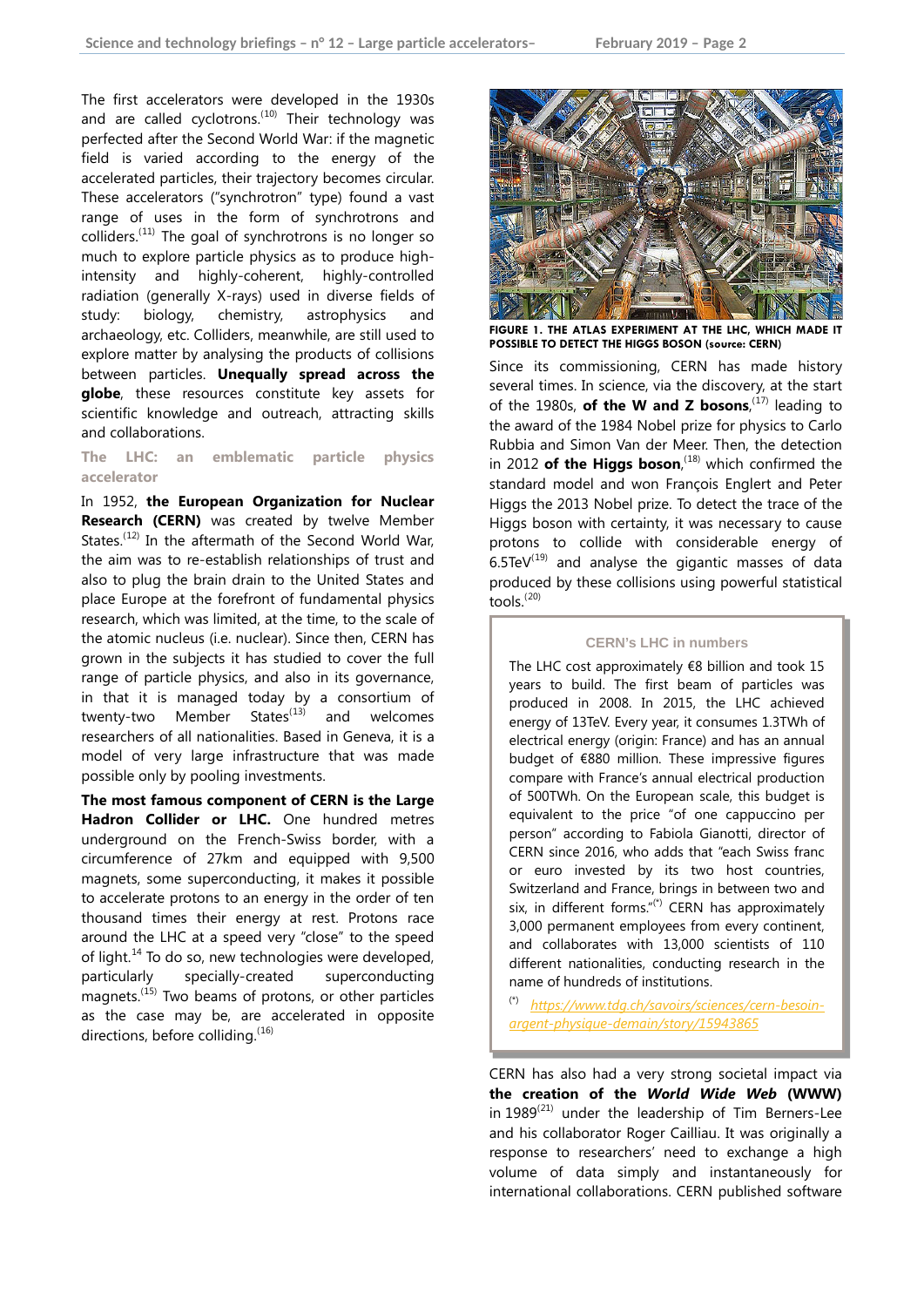The first accelerators were developed in the 1930s and are called cyclotrons.[10] Their technology was perfected after the Second World War: if the magnetic field is varied according to the energy of the accelerated particles, their trajectory becomes circular. These accelerators ("synchrotron" type) found a vast range of uses in the form of synchrotrons and colliders.[11] The goal of synchrotrons is no longer so much to explore particle physics as to produce high-intensity and highly-coherent, highly-controlled radiation (generally X-rays) used in diverse fields of study: biology, chemistry, astrophysics and archaeology, etc. Colliders, meanwhile, are still used to explore matter by analysing the products of collisions between particles. **Unequally spread across the globe**, these resources constitute key assets for scientific knowledge and outreach, attracting skills and collaborations.

### The LHC: an emblematic particle physics accelerator

In 1952, **the European Organization for Nuclear Research (CERN)** was created by twelve Member States.[12] In the aftermath of the Second World War, the aim was to re-establish relationships of trust and also to plug the brain drain to the United States and place Europe at the forefront of fundamental physics research, which was limited, at the time, to the scale of the atomic nucleus (i.e. nuclear). Since then, CERN has grown in the subjects it has studied to cover the full range of particle physics, and also in its governance, in that it is managed today by a consortium of twenty-two Member States[13] and welcomes researchers of all nationalities. Based in Geneva, it is a model of very large infrastructure that was made possible only by pooling investments.

**The most famous component of CERN is the Large Hadron Collider or LHC.** One hundred metres underground on the French-Swiss border, with a circumference of 27km and equipped with 9,500 magnets, some superconducting, it makes it possible to accelerate protons to an energy in the order of ten thousand times their energy at rest. Protons race around the LHC at a speed very "close" to the speed of light.[14] To do so, new technologies were developed, particularly specially-created superconducting magnets.[15] Two beams of protons, or other particles as the case may be, are accelerated in opposite directions, before colliding.[16]

FIGURE 1. THE ATLAS EXPERIMENT AT THE LHC, WHICH MADE IT POSSIBLE TO DETECT THE HIGGS BOSON (source: CERN)

Since its commissioning, CERN has made history several times. In science, via the discovery, at the start of the 1980s, **of the W and Z bosons**,[17] leading to the award of the 1984 Nobel prize for physics to Carlo Rubbia and Simon Van der Meer. Then, the detection in 2012 **of the Higgs boson**,[18] which confirmed the standard model and won François Englert and Peter Higgs the 2013 Nobel prize. To detect the trace of the Higgs boson with certainty, it was necessary to cause protons to collide with considerable energy of 6.5TeV[19] and analyse the gigantic masses of data produced by these collisions using powerful statistical tools.[20]

> **CERN's LHC in numbers**
>
> The LHC cost approximately €8 billion and took 15 years to build. The first beam of particles was produced in 2008. In 2015, the LHC achieved energy of 13TeV. Every year, it consumes 1.3TWh of electrical energy (origin: France) and has an annual budget of €880 million. These impressive figures compare with France's annual electrical production of 500TWh. On the European scale, this budget is equivalent to the price "of one cappuccino per person" according to Fabiola Gianotti, director of CERN since 2016, who adds that "each Swiss franc or euro invested by its two host countries, Switzerland and France, brings in between two and six, in different forms."[(*)] CERN has approximately 3,000 permanent employees from every continent, and collaborates with 13,000 scientists of 110 different nationalities, conducting research in the name of hundreds of institutions.
>
> (*) https://www.tdg.ch/savoirs/sciences/cern-besoin-argent-physique-demain/story/15943865

CERN has also had a very strong societal impact via **the creation of the *World Wide Web* (WWW)** in 1989[21] under the leadership of Tim Berners-Lee and his collaborator Roger Cailliau. It was originally a response to researchers' need to exchange a high volume of data simply and instantaneously for international collaborations. CERN published software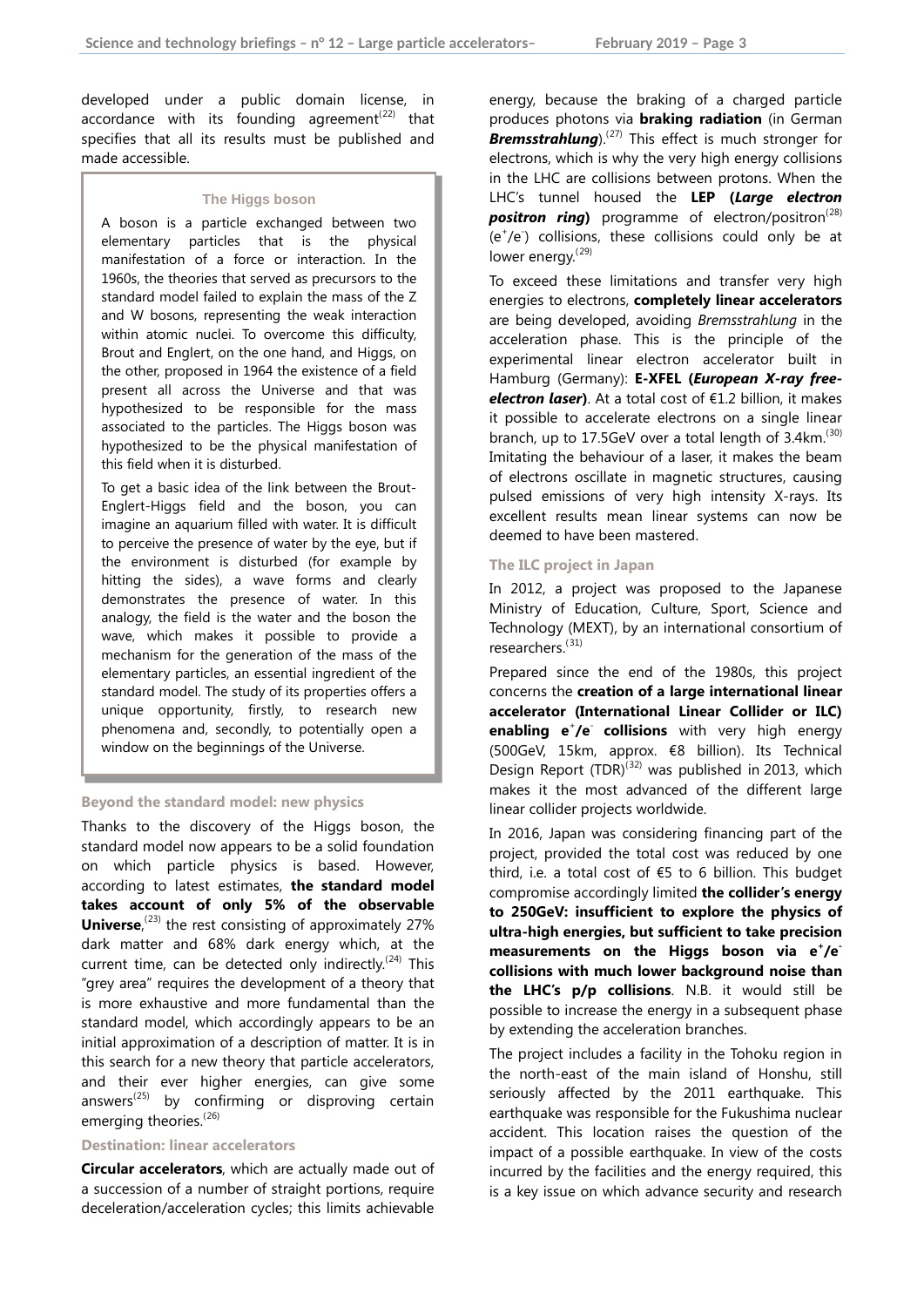developed under a public domain license, in accordance with its founding agreement[22] that specifies that all its results must be published and made accessible.

### The Higgs boson

A boson is a particle exchanged between two elementary particles that is the physical manifestation of a force or interaction. In the 1960s, the theories that served as precursors to the standard model failed to explain the mass of the Z and W bosons, representing the weak interaction within atomic nuclei. To overcome this difficulty, Brout and Englert, on the one hand, and Higgs, on the other, proposed in 1964 the existence of a field present all across the Universe and that was hypothesized to be responsible for the mass associated to the particles. The Higgs boson was hypothesized to be the physical manifestation of this field when it is disturbed.

To get a basic idea of the link between the Brout-Englert-Higgs field and the boson, you can imagine an aquarium filled with water. It is difficult to perceive the presence of water by the eye, but if the environment is disturbed (for example by hitting the sides), a wave forms and clearly demonstrates the presence of water. In this analogy, the field is the water and the boson the wave, which makes it possible to provide a mechanism for the generation of the mass of the elementary particles, an essential ingredient of the standard model. The study of its properties offers a unique opportunity, firstly, to research new phenomena and, secondly, to potentially open a window on the beginnings of the Universe.

### Beyond the standard model: new physics

Thanks to the discovery of the Higgs boson, the standard model now appears to be a solid foundation on which particle physics is based. However, according to latest estimates, **the standard model takes account of only 5% of the observable Universe**,[23] the rest consisting of approximately 27% dark matter and 68% dark energy which, at the current time, can be detected only indirectly.[24] This "grey area" requires the development of a theory that is more exhaustive and more fundamental than the standard model, which accordingly appears to be an initial approximation of a description of matter. It is in this search for a new theory that particle accelerators, and their ever higher energies, can give some answers[25] by confirming or disproving certain emerging theories.[26]

### Destination: linear accelerators

**Circular accelerators**, which are actually made out of a succession of a number of straight portions, require deceleration/acceleration cycles; this limits achievable energy, because the braking of a charged particle produces photons via **braking radiation** (in German ***Bremsstrahlung***).[27] This effect is much stronger for electrons, which is why the very high energy collisions in the LHC are collisions between protons. When the LHC's tunnel housed the **LEP (*Large electron positron ring*)** programme of electron/positron[28] ($e^+/e^-$) collisions, these collisions could only be at lower energy.[29]

To exceed these limitations and transfer very high energies to electrons, **completely linear accelerators** are being developed, avoiding *Bremsstrahlung* in the acceleration phase. This is the principle of the experimental linear electron accelerator built in Hamburg (Germany): **E-XFEL (*European X-ray free-electron laser*)**. At a total cost of €1.2 billion, it makes it possible to accelerate electrons on a single linear branch, up to 17.5GeV over a total length of 3.4km.[30] Imitating the behaviour of a laser, it makes the beam of electrons oscillate in magnetic structures, causing pulsed emissions of very high intensity X-rays. Its excellent results mean linear systems can now be deemed to have been mastered.

### The ILC project in Japan

In 2012, a project was proposed to the Japanese Ministry of Education, Culture, Sport, Science and Technology (MEXT), by an international consortium of researchers.[31]

Prepared since the end of the 1980s, this project concerns the **creation of a large international linear accelerator (International Linear Collider or ILC) enabling $e^+/e^-$ collisions** with very high energy (500GeV, 15km, approx. €8 billion). Its Technical Design Report (TDR)[32] was published in 2013, which makes it the most advanced of the different large linear collider projects worldwide.

In 2016, Japan was considering financing part of the project, provided the total cost was reduced by one third, i.e. a total cost of €5 to 6 billion. This budget compromise accordingly limited **the collider's energy to 250GeV: insufficient to explore the physics of ultra-high energies, but sufficient to take precision measurements on the Higgs boson via $e^+/e^-$ collisions with much lower background noise than the LHC's p/p collisions**. N.B. it would still be possible to increase the energy in a subsequent phase by extending the acceleration branches.

The project includes a facility in the Tohoku region in the north-east of the main island of Honshu, still seriously affected by the 2011 earthquake. This earthquake was responsible for the Fukushima nuclear accident. This location raises the question of the impact of a possible earthquake. In view of the costs incurred by the facilities and the energy required, this is a key issue on which advance security and research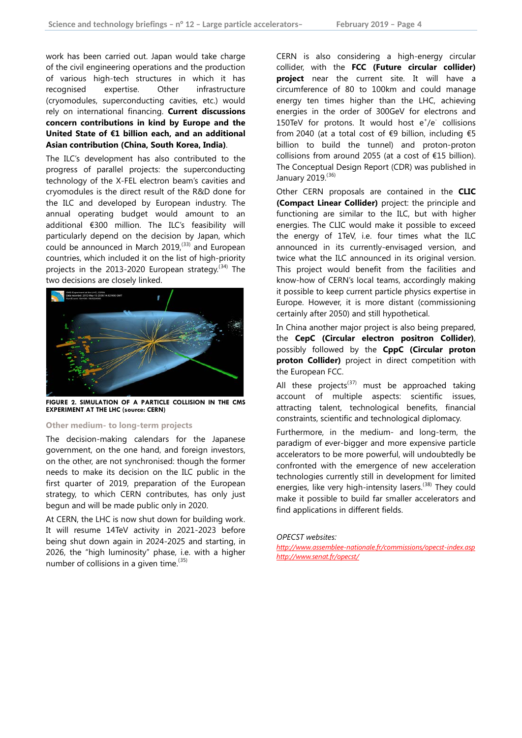work has been carried out. Japan would take charge of the civil engineering operations and the production of various high-tech structures in which it has recognised expertise. Other infrastructure (cryomodules, superconducting cavities, etc.) would rely on international financing. **Current discussions concern contributions in kind by Europe and the United State of €1 billion each, and an additional Asian contribution (China, South Korea, India)**.

The ILC's development has also contributed to the progress of parallel projects: the superconducting technology of the X-FEL electron beam's cavities and cryomodules is the direct result of the R&D done for the ILC and developed by European industry. The annual operating budget would amount to an additional €300 million. The ILC's feasibility will particularly depend on the decision by Japan, which could be announced in March 2019,[33] and European countries, which included it on the list of high-priority projects in the 2013-2020 European strategy.[34] The two decisions are closely linked.

**FIGURE 2. SIMULATION OF A PARTICLE COLLISION IN THE CMS EXPERIMENT AT THE LHC (source: CERN)**

### Other medium- to long-term projects

The decision-making calendars for the Japanese government, on the one hand, and foreign investors, on the other, are not synchronised: though the former needs to make its decision on the ILC public in the first quarter of 2019, preparation of the European strategy, to which CERN contributes, has only just begun and will be made public only in 2020.

At CERN, the LHC is now shut down for building work. It will resume 14TeV activity in 2021-2023 before being shut down again in 2024-2025 and starting, in 2026, the "high luminosity" phase, i.e. with a higher number of collisions in a given time.[35]

CERN is also considering a high-energy circular collider, with the **FCC (Future circular collider) project** near the current site. It will have a circumference of 80 to 100km and could manage energy ten times higher than the LHC, achieving energies in the order of 300GeV for electrons and 150TeV for protons. It would host $e^+/e^-$ collisions from 2040 (at a total cost of €9 billion, including €5 billion to build the tunnel) and proton-proton collisions from around 2055 (at a cost of €15 billion). The Conceptual Design Report (CDR) was published in January 2019.[36]

Other CERN proposals are contained in the **CLIC (Compact Linear Collider)** project: the principle and functioning are similar to the ILC, but with higher energies. The CLIC would make it possible to exceed the energy of 1TeV, i.e. four times what the ILC announced in its currently-envisaged version, and twice what the ILC announced in its original version. This project would benefit from the facilities and know-how of CERN's local teams, accordingly making it possible to keep current particle physics expertise in Europe. However, it is more distant (commissioning certainly after 2050) and still hypothetical.

In China another major project is also being prepared, the **CepC (Circular electron positron Collider)**, possibly followed by the **CppC (Circular proton proton Collider)** project in direct competition with the European FCC.

All these projects[37] must be approached taking account of multiple aspects: scientific issues, attracting talent, technological benefits, financial constraints, scientific and technological diplomacy.

Furthermore, in the medium- and long-term, the paradigm of ever-bigger and more expensive particle accelerators to be more powerful, will undoubtedly be confronted with the emergence of new acceleration technologies currently still in development for limited energies, like very high-intensity lasers.[38] They could make it possible to build far smaller accelerators and find applications in different fields.

*OPECST websites:*

http://www.assemblee-nationale.fr/commissions/opecst-index.asp

http://www.senat.fr/opecst/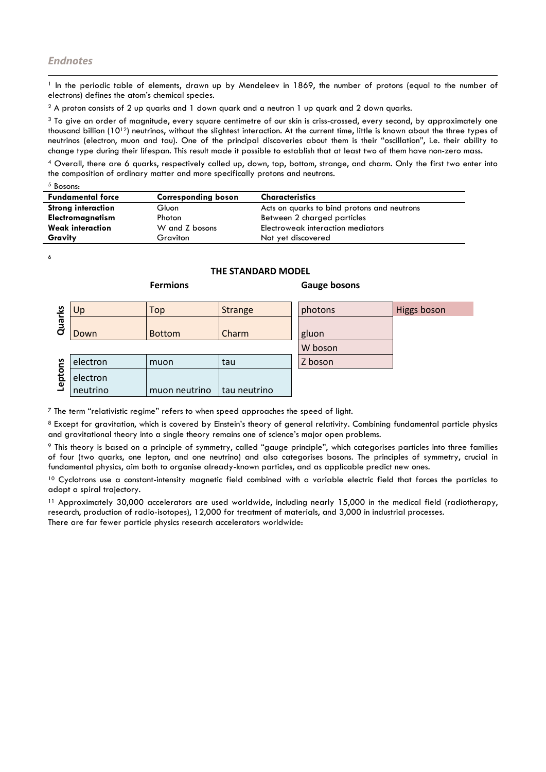## *Endnotes*

[1] In the periodic table of elements, drawn up by Mendeleev in 1869, the number of protons (equal to the number of electrons) defines the atom's chemical species.

[2] A proton consists of 2 up quarks and 1 down quark and a neutron 1 up quark and 2 down quarks.

[3] To give an order of magnitude, every square centimetre of our skin is criss-crossed, every second, by approximately one thousand billion ($10^{12}$) neutrinos, without the slightest interaction. At the current time, little is known about the three types of neutrinos (electron, muon and tau). One of the principal discoveries about them is their "oscillation", i.e. their ability to change type during their lifespan. This result made it possible to establish that at least two of them have non-zero mass.

[4] Overall, there are 6 quarks, respectively called up, down, top, bottom, strange, and charm. Only the first two enter into the composition of ordinary matter and more specifically protons and neutrons.

[5] Bosons:

| Fundamental force | Corresponding boson | Characteristics |
|---|---|---|
| **Strong interaction** | Gluon | Acts on quarks to bind protons and neutrons |
| **Electromagnetism** | Photon | Between 2 charged particles |
| **Weak interaction** | W and Z bosons | Electroweak interaction mediators |
| **Gravity** | Graviton | Not yet discovered |

[6]

**THE STANDARD MODEL**

| | Fermions | | | Gauge bosons | |
|---|---|---|---|---|---|
| **Quarks** | Up | Top | Strange | photons | Higgs boson |
| | Down | Bottom | Charm | gluon | |
| | | | | W boson | |
| **Leptons** | electron | muon | tau | Z boson | |
| | electron neutrino | muon neutrino | tau neutrino | | |

[7] The term "relativistic regime" refers to when speed approaches the speed of light.

[8] Except for gravitation, which is covered by Einstein's theory of general relativity. Combining fundamental particle physics and gravitational theory into a single theory remains one of science's major open problems.

[9] This theory is based on a principle of symmetry, called "gauge principle", which categorises particles into three families of four (two quarks, one lepton, and one neutrino) and also categorises bosons. The principles of symmetry, crucial in fundamental physics, aim both to organise already-known particles, and as applicable predict new ones.

[10] Cyclotrons use a constant-intensity magnetic field combined with a variable electric field that forces the particles to adopt a spiral trajectory.

[11] Approximately 30,000 accelerators are used worldwide, including nearly 15,000 in the medical field (radiotherapy, research, production of radio-isotopes), 12,000 for treatment of materials, and 3,000 in industrial processes.
There are far fewer particle physics research accelerators worldwide: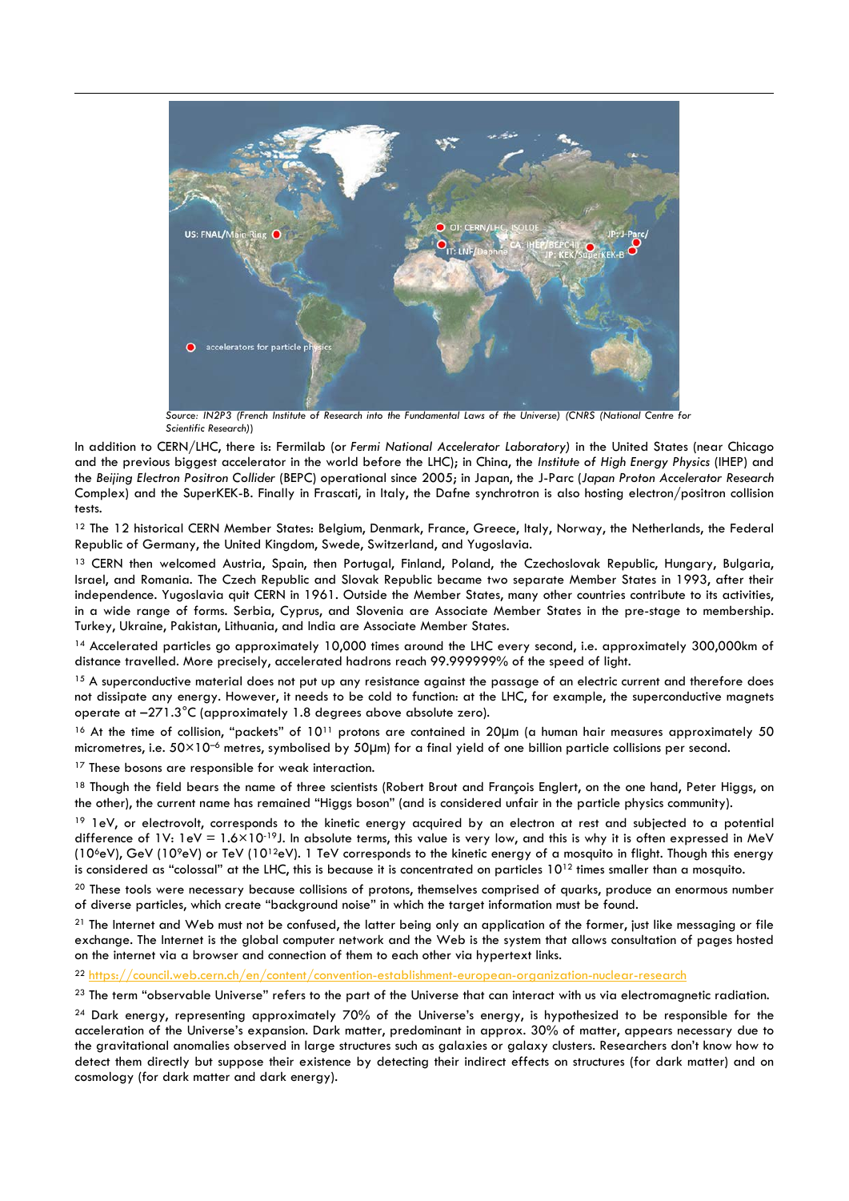*Source: IN2P3 (French Institute of Research into the Fundamental Laws of the Universe) (CNRS (National Centre for Scientific Research))*

In addition to CERN/LHC, there is: Fermilab (or *Fermi National Accelerator Laboratory*) in the United States (near Chicago and the previous biggest accelerator in the world before the LHC); in China, the *Institute of High Energy Physics* (IHEP) and the *Beijing Electron Positron Collider* (BEPC) operational since 2005; in Japan, the J-Parc (*Japan Proton Accelerator Research* Complex) and the SuperKEK-B. Finally in Frascati, in Italy, the Dafne synchrotron is also hosting electron/positron collision tests.

[12] The 12 historical CERN Member States: Belgium, Denmark, France, Greece, Italy, Norway, the Netherlands, the Federal Republic of Germany, the United Kingdom, Swede, Switzerland, and Yugoslavia.

[13] CERN then welcomed Austria, Spain, then Portugal, Finland, Poland, the Czechoslovak Republic, Hungary, Bulgaria, Israel, and Romania. The Czech Republic and Slovak Republic became two separate Member States in 1993, after their independence. Yugoslavia quit CERN in 1961. Outside the Member States, many other countries contribute to its activities, in a wide range of forms. Serbia, Cyprus, and Slovenia are Associate Member States in the pre-stage to membership. Turkey, Ukraine, Pakistan, Lithuania, and India are Associate Member States.

[14] Accelerated particles go approximately 10,000 times around the LHC every second, i.e. approximately 300,000km of distance travelled. More precisely, accelerated hadrons reach 99.999999% of the speed of light.

[15] A superconductive material does not put up any resistance against the passage of an electric current and therefore does not dissipate any energy. However, it needs to be cold to function: at the LHC, for example, the superconductive magnets operate at –271.3°C (approximately 1.8 degrees above absolute zero).

[16] At the time of collision, "packets" of $10^{11}$ protons are contained in 20µm (a human hair measures approximately 50 micrometres, i.e. $50\times10^{-6}$ metres, symbolised by 50µm) for a final yield of one billion particle collisions per second.

[17] These bosons are responsible for weak interaction.

[18] Though the field bears the name of three scientists (Robert Brout and François Englert, on the one hand, Peter Higgs, on the other), the current name has remained "Higgs boson" (and is considered unfair in the particle physics community).

[19] 1eV, or electrovolt, corresponds to the kinetic energy acquired by an electron at rest and subjected to a potential difference of 1V: $1\text{eV} = 1.6\times10^{-19}$J. In absolute terms, this value is very low, and this is why it is often expressed in MeV ($10^{6}$eV), GeV ($10^{9}$eV) or TeV ($10^{12}$eV). 1 TeV corresponds to the kinetic energy of a mosquito in flight. Though this energy is considered as "colossal" at the LHC, this is because it is concentrated on particles $10^{12}$ times smaller than a mosquito.

[20] These tools were necessary because collisions of protons, themselves comprised of quarks, produce an enormous number of diverse particles, which create "background noise" in which the target information must be found.

[21] The Internet and Web must not be confused, the latter being only an application of the former, just like messaging or file exchange. The Internet is the global computer network and the Web is the system that allows consultation of pages hosted on the internet via a browser and connection of them to each other via hypertext links.

[22] https://council.web.cern.ch/en/content/convention-establishment-european-organization-nuclear-research

[23] The term "observable Universe" refers to the part of the Universe that can interact with us via electromagnetic radiation.

[24] Dark energy, representing approximately 70% of the Universe's energy, is hypothesized to be responsible for the acceleration of the Universe's expansion. Dark matter, predominant in approx. 30% of matter, appears necessary due to the gravitational anomalies observed in large structures such as galaxies or galaxy clusters. Researchers don't know how to detect them directly but suppose their existence by detecting their indirect effects on structures (for dark matter) and on cosmology (for dark matter and dark energy).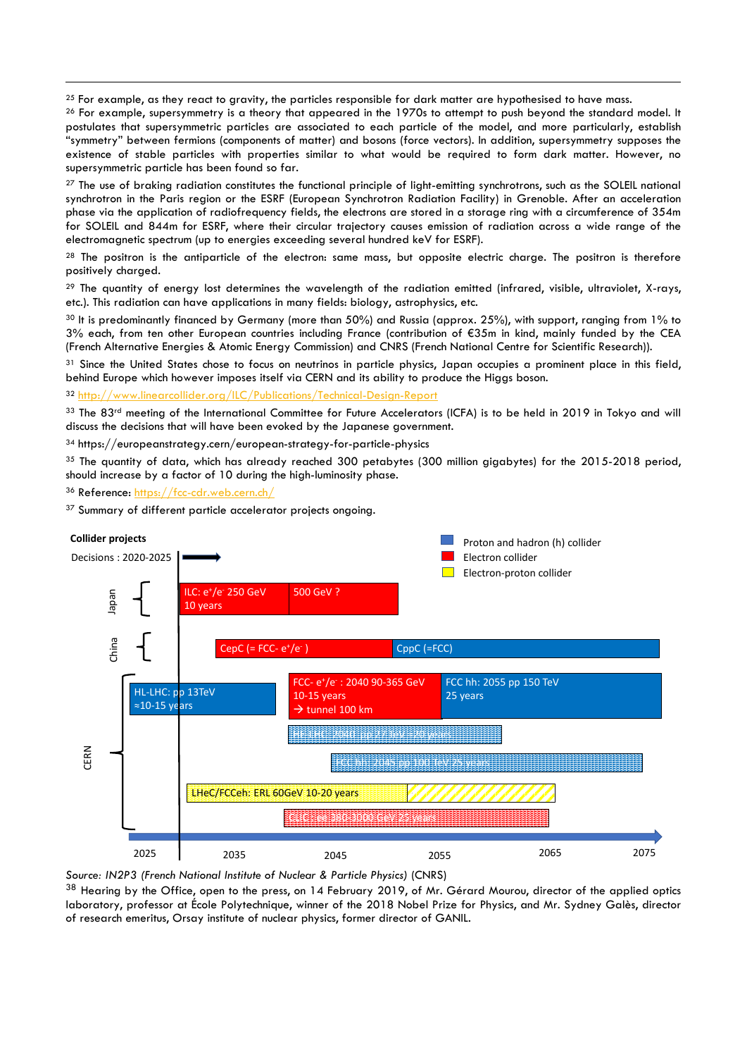[25] For example, as they react to gravity, the particles responsible for dark matter are hypothesised to have mass.

[26] For example, supersymmetry is a theory that appeared in the 1970s to attempt to push beyond the standard model. It postulates that supersymmetric particles are associated to each particle of the model, and more particularly, establish "symmetry" between fermions (components of matter) and bosons (force vectors). In addition, supersymmetry supposes the existence of stable particles with properties similar to what would be required to form dark matter. However, no supersymmetric particle has been found so far.

[27] The use of braking radiation constitutes the functional principle of light-emitting synchrotrons, such as the SOLEIL national synchrotron in the Paris region or the ESRF (European Synchrotron Radiation Facility) in Grenoble. After an acceleration phase via the application of radiofrequency fields, the electrons are stored in a storage ring with a circumference of 354m for SOLEIL and 844m for ESRF, where their circular trajectory causes emission of radiation across a wide range of the electromagnetic spectrum (up to energies exceeding several hundred keV for ESRF).

[28] The positron is the antiparticle of the electron: same mass, but opposite electric charge. The positron is therefore positively charged.

[29] The quantity of energy lost determines the wavelength of the radiation emitted (infrared, visible, ultraviolet, X-rays, etc.). This radiation can have applications in many fields: biology, astrophysics, etc.

[30] It is predominantly financed by Germany (more than 50%) and Russia (approx. 25%), with support, ranging from 1% to 3% each, from ten other European countries including France (contribution of €35m in kind, mainly funded by the CEA (French Alternative Energies & Atomic Energy Commission) and CNRS (French National Centre for Scientific Research)).

[31] Since the United States chose to focus on neutrinos in particle physics, Japan occupies a prominent place in this field, behind Europe which however imposes itself via CERN and its ability to produce the Higgs boson.

[32] http://www.linearcollider.org/ILC/Publications/Technical-Design-Report

[33] The 83rd meeting of the International Committee for Future Accelerators (ICFA) is to be held in 2019 in Tokyo and will discuss the decisions that will have been evoked by the Japanese government.

[34] https://europeanstrategy.cern/european-strategy-for-particle-physics

[35] The quantity of data, which has already reached 300 petabytes (300 million gigabytes) for the 2015-2018 period, should increase by a factor of 10 during the high-luminosity phase.

[36] Reference: https://fcc-cdr.web.cern.ch/

[37] Summary of different particle accelerator projects ongoing.

**Collider projects**

Decisions : 2020-2025

Legend: Proton and hadron (h) collider; Electron collider; Electron-proton collider

- Japan: ILC: e+/e- 250 GeV 10 years → 500 GeV ?
- China: CepC (= FCC- e+/e- ) → CppC (=FCC)
- CERN:
  - HL-LHC: pp 13TeV ≈10-15 years
  - FCC- e+/e- : 2040 90-365 GeV 10-15 years → tunnel 100 km
  - FCC hh: 2055 pp 150 TeV 25 years
  - HE-LHC: 2040 pp 27 TeV 20 years
  - FCC hh: 2045 pp 100 TeV 25 years
  - LHeC/FCCeh: ERL 60GeV 10-20 years
  - CLIC: e+/e- 380-3000 GeV 25 years

2025 | 2035 | 2045 | 2055 | 2065 | 2075

*Source: IN2P3 (French National Institute of Nuclear & Particle Physics)* (CNRS)

[38] Hearing by the Office, open to the press, on 14 February 2019, of Mr. Gérard Mourou, director of the applied optics laboratory, professor at École Polytechnique, winner of the 2018 Nobel Prize for Physics, and Mr. Sydney Galès, director of research emeritus, Orsay institute of nuclear physics, former director of GANIL.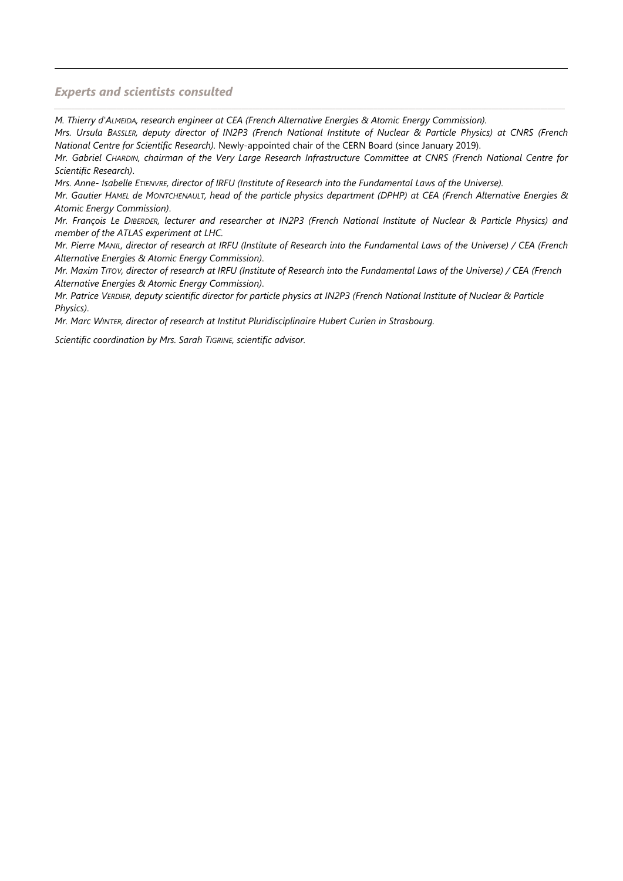## *Experts and scientists consulted*

*M. Thierry d'ALMEIDA, research engineer at CEA (French Alternative Energies & Atomic Energy Commission).*

*Mrs. Ursula BASSLER, deputy director of IN2P3 (French National Institute of Nuclear & Particle Physics) at CNRS (French National Centre for Scientific Research).* Newly-appointed chair of the CERN Board (since January 2019).

*Mr. Gabriel CHARDIN, chairman of the Very Large Research Infrastructure Committee at CNRS (French National Centre for Scientific Research).*

*Mrs. Anne- Isabelle ETIENVRE, director of IRFU (Institute of Research into the Fundamental Laws of the Universe).*

*Mr. Gautier HAMEL de MONTCHENAULT, head of the particle physics department (DPHP) at CEA (French Alternative Energies & Atomic Energy Commission).*

*Mr. François Le DIBERDER, lecturer and researcher at IN2P3 (French National Institute of Nuclear & Particle Physics) and member of the ATLAS experiment at LHC.*

*Mr. Pierre MANIL, director of research at IRFU (Institute of Research into the Fundamental Laws of the Universe) / CEA (French Alternative Energies & Atomic Energy Commission).*

*Mr. Maxim TITOV, director of research at IRFU (Institute of Research into the Fundamental Laws of the Universe) / CEA (French Alternative Energies & Atomic Energy Commission).*

*Mr. Patrice VERDIER, deputy scientific director for particle physics at IN2P3 (French National Institute of Nuclear & Particle Physics).*

*Mr. Marc WINTER, director of research at Institut Pluridisciplinaire Hubert Curien in Strasbourg.*

*Scientific coordination by Mrs. Sarah TIGRINE, scientific advisor.*